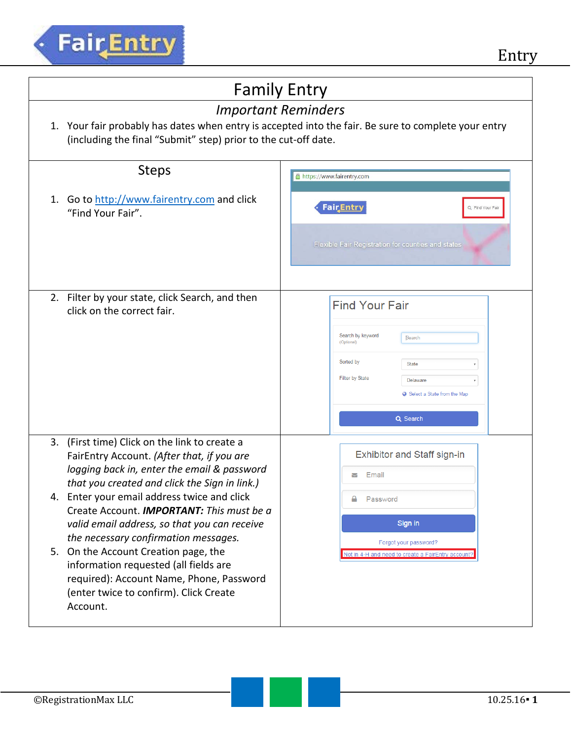# Family Entry

## *Important Reminders*

1. Your fair probably has dates when entry is accepted into the fair. Be sure to complete your entry (including the final "Submit" step) prior to the cut-off date.

## Steps

1. Go to [http://www.fairentry.com](http://www.fairentry.com) and click "Find Your Fair".

2. Filter by your state, click Search, and then click on the correct fair.

3. (First time) Click on the link to create a FairEntry Account. *(After that, if you are logging back in, enter the email & password that you created and click the Sign in link.)*
4. Enter your email address twice and click Create Account. ***IMPORTANT:*** *This must be a valid email address, so that you can receive the necessary confirmation messages.*
5. On the Account Creation page, the information requested (all fields are required): Account Name, Phone, Password (enter twice to confirm). Click Create Account.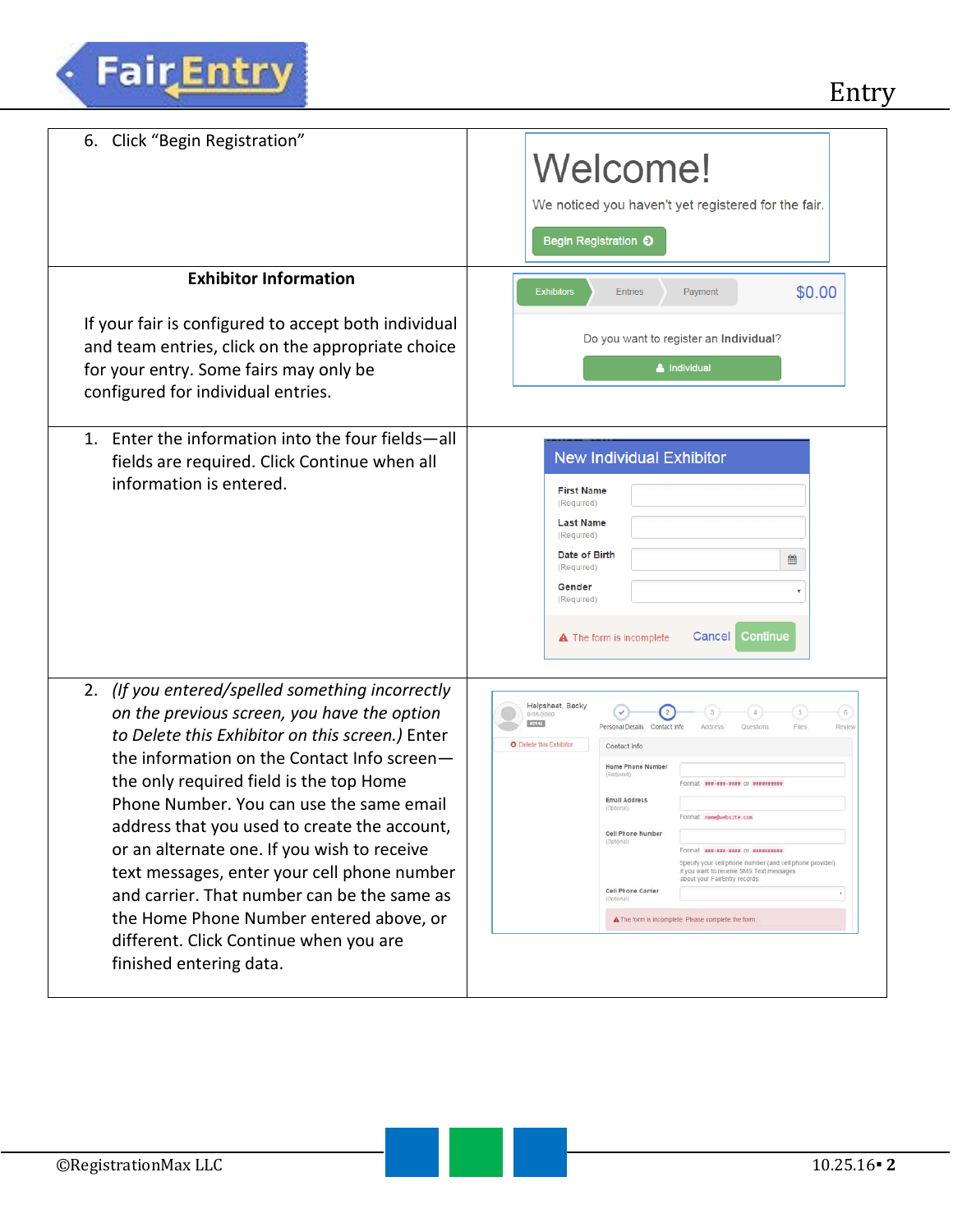6. Click “Begin Registration”

**Exhibitor Information**

If your fair is configured to accept both individual and team entries, click on the appropriate choice for your entry. Some fairs may only be configured for individual entries.

1. Enter the information into the four fields—all fields are required. Click Continue when all information is entered.

2. *(If you entered/spelled something incorrectly on the previous screen, you have the option to Delete this Exhibitor on this screen.)* Enter the information on the Contact Info screen—the only required field is the top Home Phone Number. You can use the same email address that you used to create the account, or an alternate one. If you wish to receive text messages, enter your cell phone number and carrier. That number can be the same as the Home Phone Number entered above, or different. Click Continue when you are finished entering data.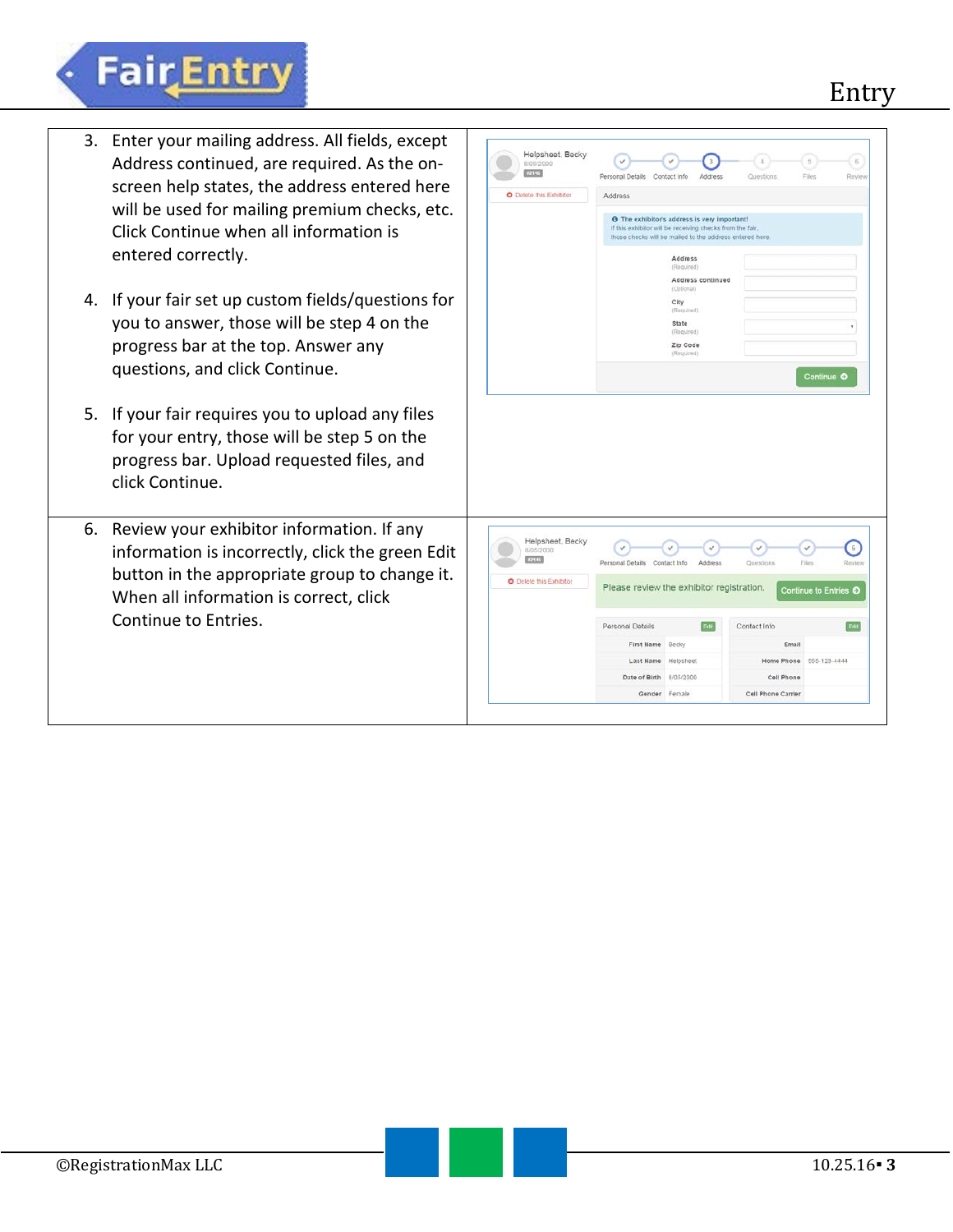3. Enter your mailing address. All fields, except Address continued, are required. As the on-screen help states, the address entered here will be used for mailing premium checks, etc. Click Continue when all information is entered correctly.

4. If your fair set up custom fields/questions for you to answer, those will be step 4 on the progress bar at the top. Answer any questions, and click Continue.

5. If your fair requires you to upload any files for your entry, those will be step 5 on the progress bar. Upload requested files, and click Continue.

6. Review your exhibitor information. If any information is incorrectly, click the green Edit button in the appropriate group to change it. When all information is correct, click Continue to Entries.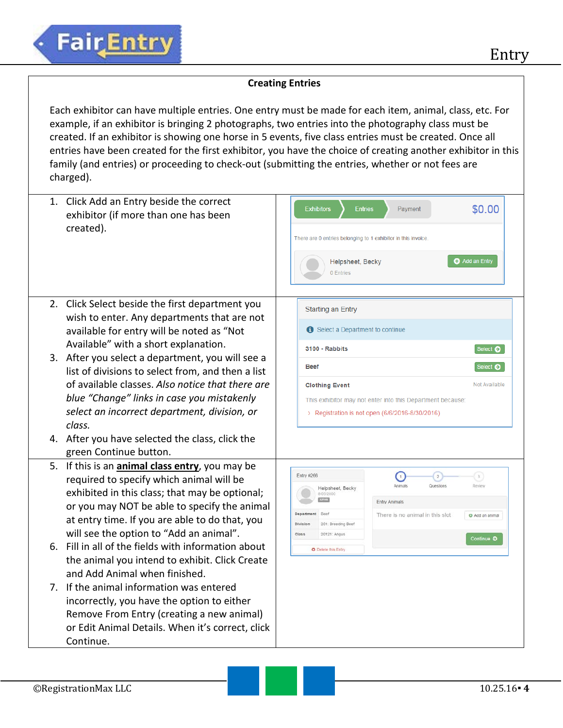## Creating Entries

Each exhibitor can have multiple entries. One entry must be made for each item, animal, class, etc. For example, if an exhibitor is bringing 2 photographs, two entries into the photography class must be created. If an exhibitor is showing one horse in 5 events, five class entries must be created. Once all entries have been created for the first exhibitor, you have the choice of creating another exhibitor in this family (and entries) or proceeding to check-out (submitting the entries, whether or not fees are charged).

1. Click Add an Entry beside the correct exhibitor (if more than one has been created).

2. Click Select beside the first department you wish to enter. Any departments that are not available for entry will be noted as "Not Available" with a short explanation.
3. After you select a department, you will see a list of divisions to select from, and then a list of available classes. *Also notice that there are blue "Change" links in case you mistakenly select an incorrect department, division, or class.*
4. After you have selected the class, click the green Continue button.

5. If this is an **animal class entry**, you may be required to specify which animal will be exhibited in this class; that may be optional; or you may NOT be able to specify the animal at entry time. If you are able to do that, you will see the option to "Add an animal".
6. Fill in all of the fields with information about the animal you intend to exhibit. Click Create and Add Animal when finished.
7. If the animal information was entered incorrectly, you have the option to either Remove From Entry (creating a new animal) or Edit Animal Details. When it's correct, click Continue.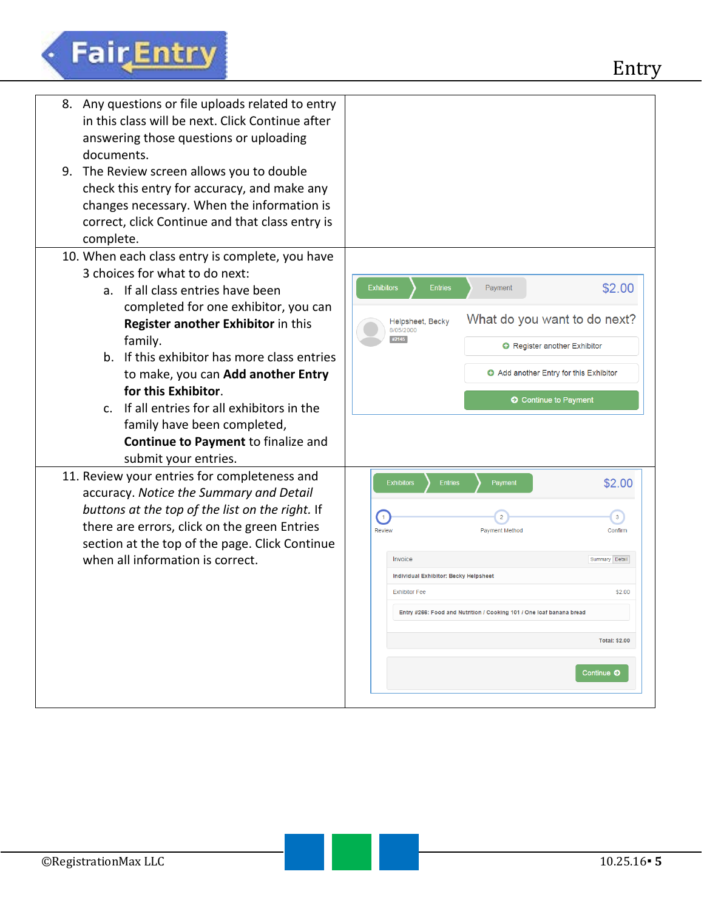8. Any questions or file uploads related to entry in this class will be next. Click Continue after answering those questions or uploading documents.
9. The Review screen allows you to double check this entry for accuracy, and make any changes necessary. When the information is correct, click Continue and that class entry is complete.
10. When each class entry is complete, you have 3 choices for what to do next:
    a. If all class entries have been completed for one exhibitor, you can **Register another Exhibitor** in this family.
    b. If this exhibitor has more class entries to make, you can **Add another Entry for this Exhibitor**.
    c. If all entries for all exhibitors in the family have been completed, **Continue to Payment** to finalize and submit your entries.
11. Review your entries for completeness and accuracy. *Notice the Summary and Detail buttons at the top of the list on the right.* If there are errors, click on the green Entries section at the top of the page. Click Continue when all information is correct.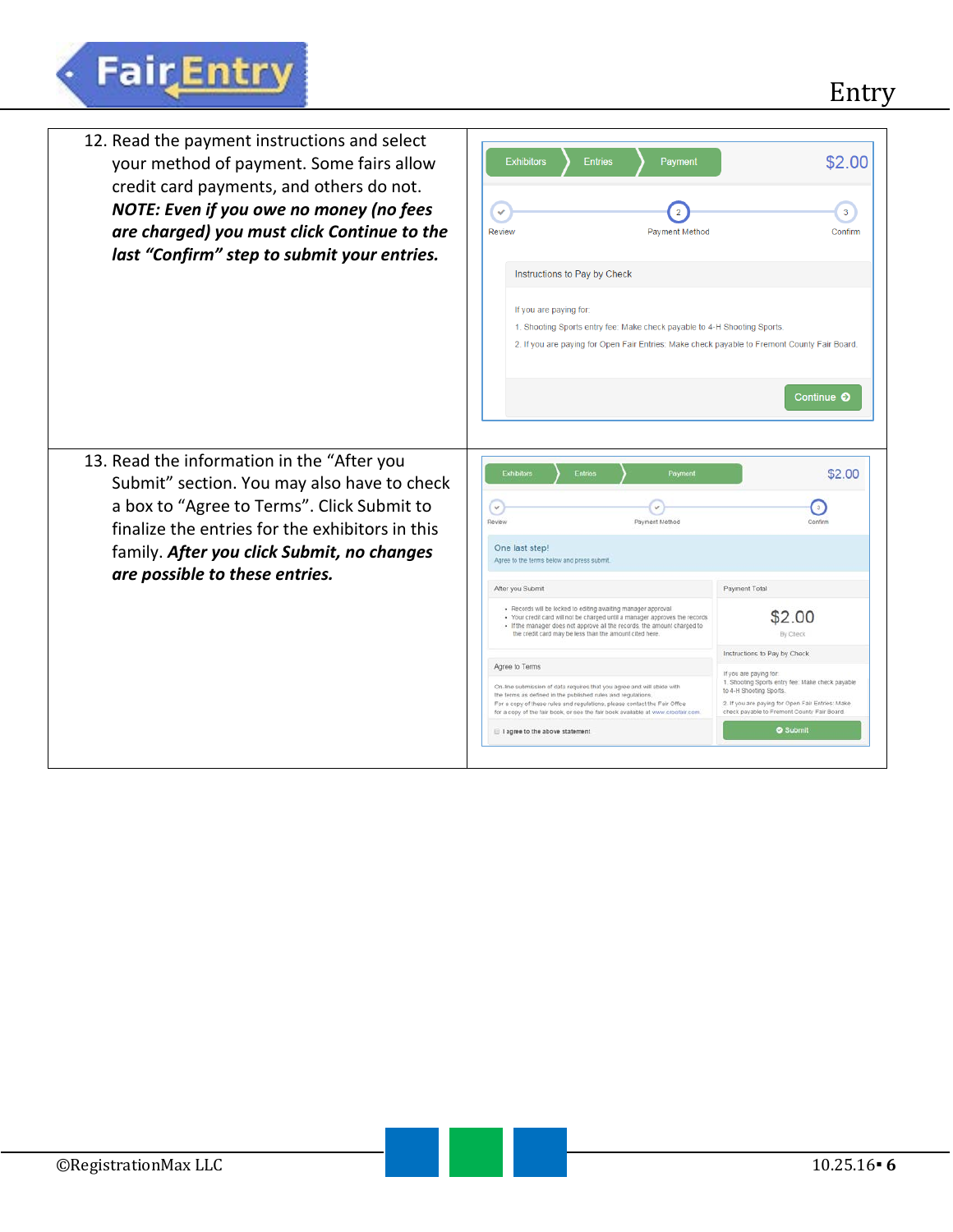12. Read the payment instructions and select your method of payment. Some fairs allow credit card payments, and others do not. ***NOTE: Even if you owe no money (no fees are charged) you must click Continue to the last "Confirm" step to submit your entries.***

Exhibitors | Entries | Payment | $2.00

Review | Payment Method | Confirm

Instructions to Pay by Check

If you are paying for:

1. Shooting Sports entry fee: Make check payable to 4-H Shooting Sports.
2. If you are paying for Open Fair Entries: Make check payable to Fremont County Fair Board.

Continue

13. Read the information in the "After you Submit" section. You may also have to check a box to "Agree to Terms". Click Submit to finalize the entries for the exhibitors in this family. ***After you click Submit, no changes are possible to these entries.***

Exhibitors | Entries | Payment | $2.00

Review | Payment Method | Confirm

One last step!
Agree to the terms below and press submit.

After you Submit

- Records will be locked to editing awaiting manager approval
- Your credit card will not be charged until a manager approves the records
- If the manager does not approve all the records, the amount charged to the credit card may be less than the amount cited here.

Payment Total

$2.00
By Check

Instructions to Pay by Check

If you are paying for:
1. Shooting Sports entry fee: Make check payable to 4-H Shooting Sports.
2. If you are paying for Open Fair Entries: Make check payable to Fremont County Fair Board.

Agree to Terms

On-line submission of data requires that you agree and will abide with the terms as defined in the published rules and regulations.
For a copy of these rules and regulations, please contact the Fair Office for a copy of the fair book, or see the fair book available at www.cincofair.com.

I agree to the above statement

Submit